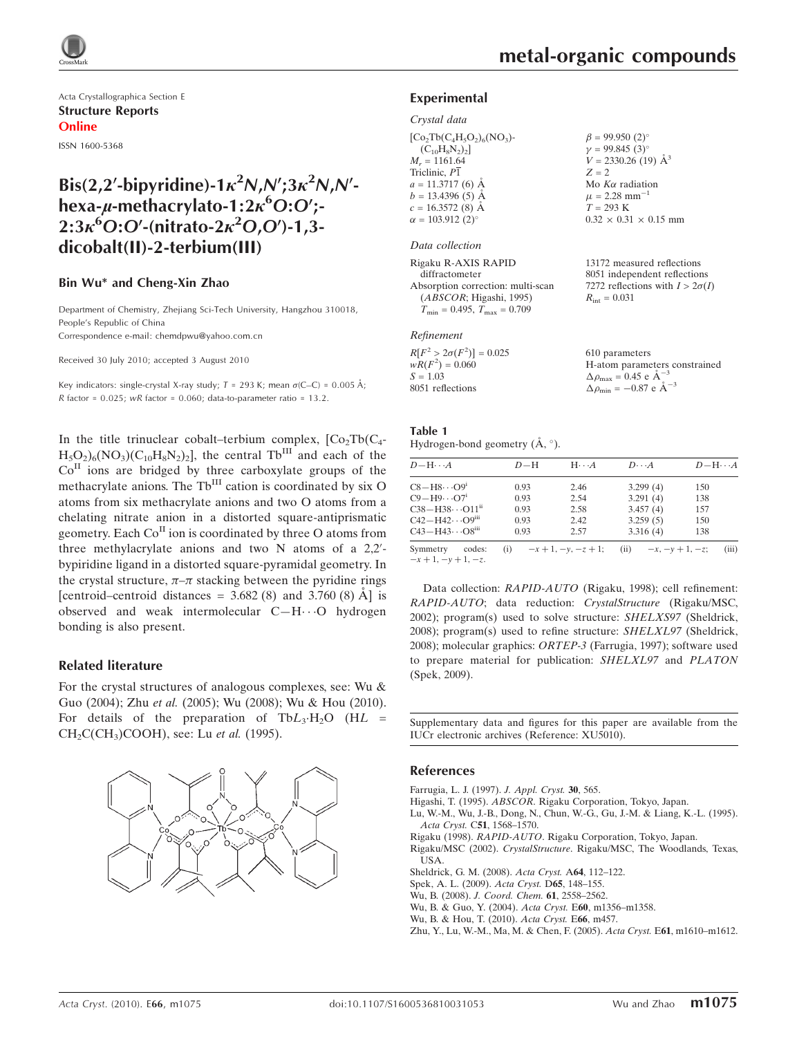Acta Crystallographica Section E

**Structure Reports Online**

ISSN 1600-5368

# Bis(2,2′-bipyridine)-1$\kappa^2N,N'$;3$\kappa^2N,N'$-hexa-$\mu$-methacrylato-1:2$\kappa^6O$:$O'$;-2:3$\kappa^6O$:$O'$-(nitrato-2$\kappa^2O,O'$)-1,3-dicobalt(II)-2-terbium(III)

**Bin Wu\* and Cheng-Xin Zhao**

Department of Chemistry, Zhejiang Sci-Tech University, Hangzhou 310018, People's Republic of China

Correspondence e-mail: chemdpwu@yahoo.com.cn

Received 30 July 2010; accepted 3 August 2010

Key indicators: single-crystal X-ray study; $T$ = 293 K; mean $\sigma$(C–C) = 0.005 Å; $R$ factor = 0.025; $wR$ factor = 0.060; data-to-parameter ratio = 13.2.

In the title trinuclear cobalt–terbium complex, $[Co_2Tb(C_4H_5O_2)_6(NO_3)(C_{10}H_8N_2)_2]$, the central $Tb^{III}$ and each of the $Co^{II}$ ions are bridged by three carboxylate groups of the methacrylate anions. The $Tb^{III}$ cation is coordinated by six O atoms from six methacrylate anions and two O atoms from a chelating nitrate anion in a distorted square-antiprismatic geometry. Each $Co^{II}$ ion is coordinated by three O atoms from three methylacrylate anions and two N atoms of a 2,2′-bypiridine ligand in a distorted square-pyramidal geometry. In the crystal structure, $\pi$–$\pi$ stacking between the pyridine rings [centroid–centroid distances = 3.682 (8) and 3.760 (8) Å] is observed and weak intermolecular C—H⋯O hydrogen bonding is also present.

## Related literature

For the crystal structures of analogous complexes, see: Wu & Guo (2004); Zhu *et al.* (2005); Wu (2008); Wu & Hou (2010). For details of the preparation of $TbL_3\cdot H_2O$ ($HL$ = $CH_2C(CH_3)COOH$), see: Lu *et al.* (1995).

## Experimental

### Crystal data

$[Co_2Tb(C_4H_5O_2)_6(NO_3)(C_{10}H_8N_2)_2]$

$M_r$ = 1161.64

Triclinic, $P\overline{1}$

$a$ = 11.3717 (6) Å

$b$ = 13.4396 (5) Å

$c$ = 16.3572 (8) Å

$\alpha$ = 103.912 (2)°

$\beta$ = 99.950 (2)°

$\gamma$ = 99.845 (3)°

$V$ = 2330.26 (19) Å$^3$

$Z$ = 2

Mo $K\alpha$ radiation

$\mu$ = 2.28 mm$^{-1}$

$T$ = 293 K

0.32 × 0.31 × 0.15 mm

### Data collection

Rigaku R-AXIS RAPID diffractometer

Absorption correction: multi-scan (*ABSCOR*; Higashi, 1995) $T_{min}$ = 0.495, $T_{max}$ = 0.709

13172 measured reflections

8051 independent reflections

7272 reflections with $I > 2\sigma(I)$

$R_{int}$ = 0.031

### Refinement

$R[F^2 > 2\sigma(F^2)]$ = 0.025

$wR(F^2)$ = 0.060

$S$ = 1.03

8051 reflections

610 parameters

H-atom parameters constrained

$\Delta\rho_{max}$ = 0.45 e Å$^{-3}$

$\Delta\rho_{min}$ = −0.87 e Å$^{-3}$

**Table 1**
Hydrogen-bond geometry (Å, °).

| $D$—H⋯$A$ | $D$—H | H⋯$A$ | $D$⋯$A$ | $D$—H⋯$A$ |
|---|---|---|---|---|
| C8—H8⋯O9$^{i}$ | 0.93 | 2.46 | 3.299 (4) | 150 |
| C9—H9⋯O7$^{i}$ | 0.93 | 2.54 | 3.291 (4) | 138 |
| C38—H38⋯O11$^{ii}$ | 0.93 | 2.58 | 3.457 (4) | 157 |
| C42—H42⋯O9$^{iii}$ | 0.93 | 2.42 | 3.259 (5) | 150 |
| C43—H43⋯O8$^{iii}$ | 0.93 | 2.57 | 3.316 (4) | 138 |

Symmetry codes: (i) $-x+1, -y, -z+1$; (ii) $-x, -y+1, -z$; (iii) $-x+1, -y+1, -z$.

Data collection: *RAPID-AUTO* (Rigaku, 1998); cell refinement: *RAPID-AUTO*; data reduction: *CrystalStructure* (Rigaku/MSC, 2002); program(s) used to solve structure: *SHELXS97* (Sheldrick, 2008); program(s) used to refine structure: *SHELXL97* (Sheldrick, 2008); molecular graphics: *ORTEP-3* (Farrugia, 1997); software used to prepare material for publication: *SHELXL97* and *PLATON* (Spek, 2009).

Supplementary data and figures for this paper are available from the IUCr electronic archives (Reference: XU5010).

## References

Farrugia, L. J. (1997). *J. Appl. Cryst.* **30**, 565.

Higashi, T. (1995). *ABSCOR*. Rigaku Corporation, Tokyo, Japan.

Lu, W.-M., Wu, J.-B., Dong, N., Chun, W.-G., Gu, J.-M. & Liang, K.-L. (1995). *Acta Cryst.* C**51**, 1568–1570.

Rigaku (1998). *RAPID-AUTO*. Rigaku Corporation, Tokyo, Japan.

Rigaku/MSC (2002). *CrystalStructure*. Rigaku/MSC, The Woodlands, Texas, USA.

Sheldrick, G. M. (2008). *Acta Cryst.* A**64**, 112–122.

Spek, A. L. (2009). *Acta Cryst.* D**65**, 148–155.

Wu, B. (2008). *J. Coord. Chem.* **61**, 2558–2562.

Wu, B. & Guo, Y. (2004). *Acta Cryst.* E**60**, m1356–m1358.

Wu, B. & Hou, T. (2010). *Acta Cryst.* E**66**, m457.

Zhu, Y., Lu, W.-M., Ma, M. & Chen, F. (2005). *Acta Cryst.* E**61**, m1610–m1612.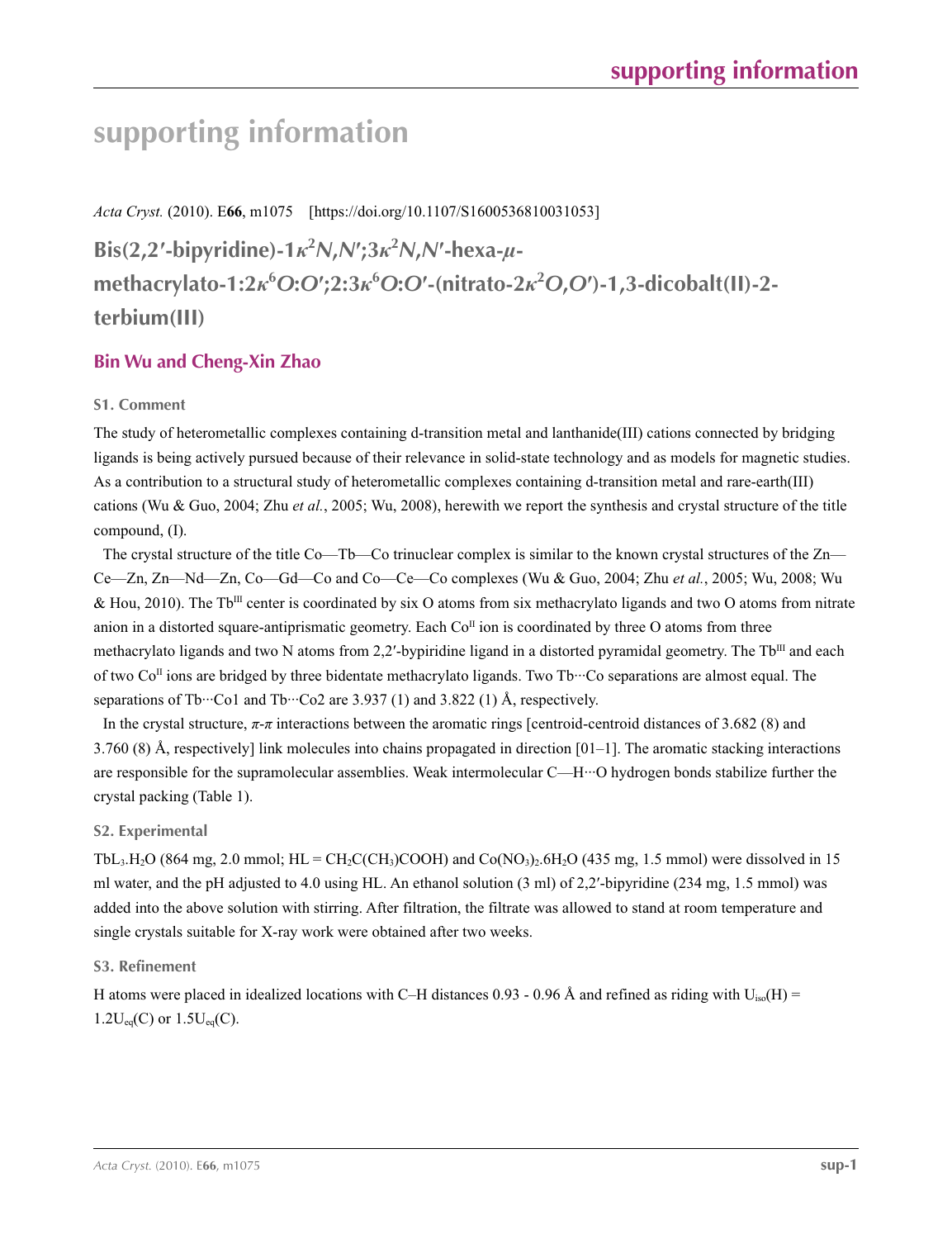# supporting information

*Acta Cryst.* (2010). E**66**, m1075    [https://doi.org/10.1107/S1600536810031053]

## Bis(2,2′-bipyridine)-1$\kappa^2$*N*,*N*′;3$\kappa^2$*N*,*N*′-hexa-$\mu$-methacrylato-1:2$\kappa^6$*O*:*O*′;2:3$\kappa^6$*O*:*O*′-(nitrato-2$\kappa^2$*O*,*O*′)-1,3-dicobalt(II)-2-terbium(III)

### Bin Wu and Cheng-Xin Zhao

#### S1. Comment

The study of heterometallic complexes containing d-transition metal and lanthanide(III) cations connected by bridging ligands is being actively pursued because of their relevance in solid-state technology and as models for magnetic studies. As a contribution to a structural study of heterometallic complexes containing d-transition metal and rare-earth(III) cations (Wu & Guo, 2004; Zhu *et al.*, 2005; Wu, 2008), herewith we report the synthesis and crystal structure of the title compound, (I).

The crystal structure of the title Co—Tb—Co trinuclear complex is similar to the known crystal structures of the Zn—Ce—Zn, Zn—Nd—Zn, Co—Gd—Co and Co—Ce—Co complexes (Wu & Guo, 2004; Zhu *et al.*, 2005; Wu, 2008; Wu & Hou, 2010). The Tb$^{III}$ center is coordinated by six O atoms from six methacrylato ligands and two O atoms from nitrate anion in a distorted square-antiprismatic geometry. Each Co$^{II}$ ion is coordinated by three O atoms from three methacrylato ligands and two N atoms from 2,2′-bypiridine ligand in a distorted pyramidal geometry. The Tb$^{III}$ and each of two Co$^{II}$ ions are bridged by three bidentate methacrylato ligands. Two Tb···Co separations are almost equal. The separations of Tb···Co1 and Tb···Co2 are 3.937 (1) and 3.822 (1) Å, respectively.

In the crystal structure, $\pi$-$\pi$ interactions between the aromatic rings [centroid-centroid distances of 3.682 (8) and 3.760 (8) Å, respectively] link molecules into chains propagated in direction [01–1]. The aromatic stacking interactions are responsible for the supramolecular assemblies. Weak intermolecular C—H···O hydrogen bonds stabilize further the crystal packing (Table 1).

#### S2. Experimental

$TbL_3.H_2O$ (864 mg, 2.0 mmol; HL = $CH_2C(CH_3)COOH$) and $Co(NO_3)_2.6H_2O$ (435 mg, 1.5 mmol) were dissolved in 15 ml water, and the pH adjusted to 4.0 using HL. An ethanol solution (3 ml) of 2,2′-bipyridine (234 mg, 1.5 mmol) was added into the above solution with stirring. After filtration, the filtrate was allowed to stand at room temperature and single crystals suitable for X-ray work were obtained after two weeks.

#### S3. Refinement

H atoms were placed in idealized locations with C–H distances 0.93 - 0.96 Å and refined as riding with $U_{iso}(H) = 1.2U_{eq}(C)$ or $1.5U_{eq}(C)$.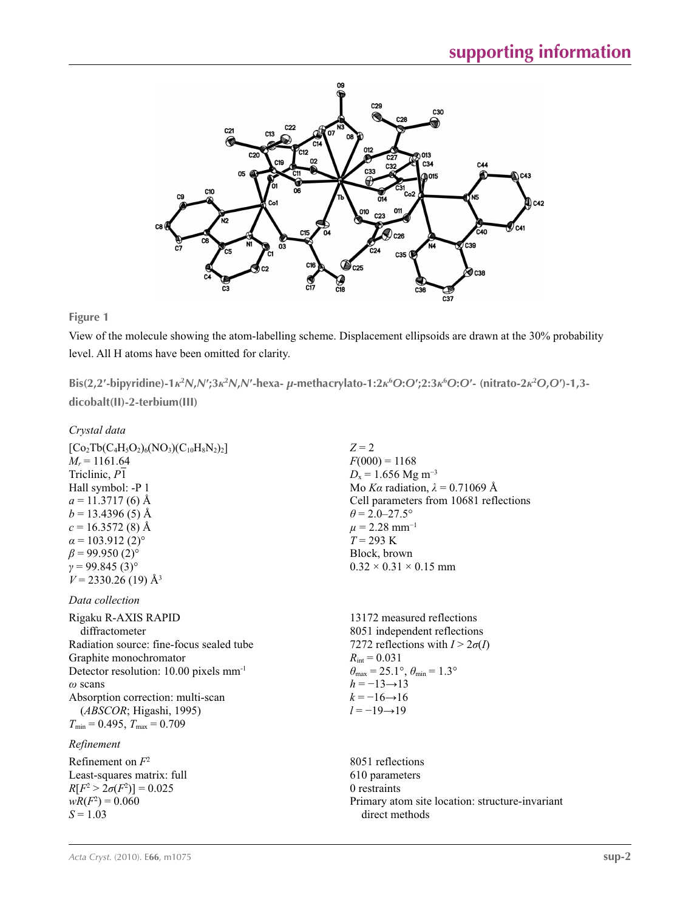**Figure 1**

View of the molecule showing the atom-labelling scheme. Displacement ellipsoids are drawn at the 30% probability level. All H atoms have been omitted for clarity.

## Bis(2,2′-bipyridine)-1$\kappa^2N,N'$;3$\kappa^2N,N'$-hexa- $\mu$-methacrylato-1:2$\kappa^6O$:$O'$;2:3$\kappa^6O$:$O'$- (nitrato-2$\kappa^2O,O'$)-1,3-dicobalt(II)-2-terbium(III)

### *Crystal data*

$[Co_2Tb(C_4H_5O_2)_6(NO_3)(C_{10}H_8N_2)_2]$
$M_r$ = 1161.64
Triclinic, $P\overline{1}$
Hall symbol: -P 1
$a$ = 11.3717 (6) Å
$b$ = 13.4396 (5) Å
$c$ = 16.3572 (8) Å
$\alpha$ = 103.912 (2)°
$\beta$ = 99.950 (2)°
$\gamma$ = 99.845 (3)°
$V$ = 2330.26 (19) Å$^3$
$Z$ = 2
$F(000)$ = 1168
$D_x$ = 1.656 Mg m$^{-3}$
Mo $K\alpha$ radiation, $\lambda$ = 0.71069 Å
Cell parameters from 10681 reflections
$\theta$ = 2.0–27.5°
$\mu$ = 2.28 mm$^{-1}$
$T$ = 293 K
Block, brown
0.32 × 0.31 × 0.15 mm

### *Data collection*

Rigaku R-AXIS RAPID diffractometer
Radiation source: fine-focus sealed tube
Graphite monochromator
Detector resolution: 10.00 pixels mm$^{-1}$
$\omega$ scans
Absorption correction: multi-scan (*ABSCOR*; Higashi, 1995)
$T_{min}$ = 0.495, $T_{max}$ = 0.709
13172 measured reflections
8051 independent reflections
7272 reflections with $I > 2\sigma(I)$
$R_{int}$ = 0.031
$\theta_{max}$ = 25.1°, $\theta_{min}$ = 1.3°
$h$ = −13→13
$k$ = −16→16
$l$ = −19→19

### *Refinement*

Refinement on $F^2$
Least-squares matrix: full
$R[F^2 > 2\sigma(F^2)]$ = 0.025
$wR(F^2)$ = 0.060
$S$ = 1.03
8051 reflections
610 parameters
0 restraints
Primary atom site location: structure-invariant direct methods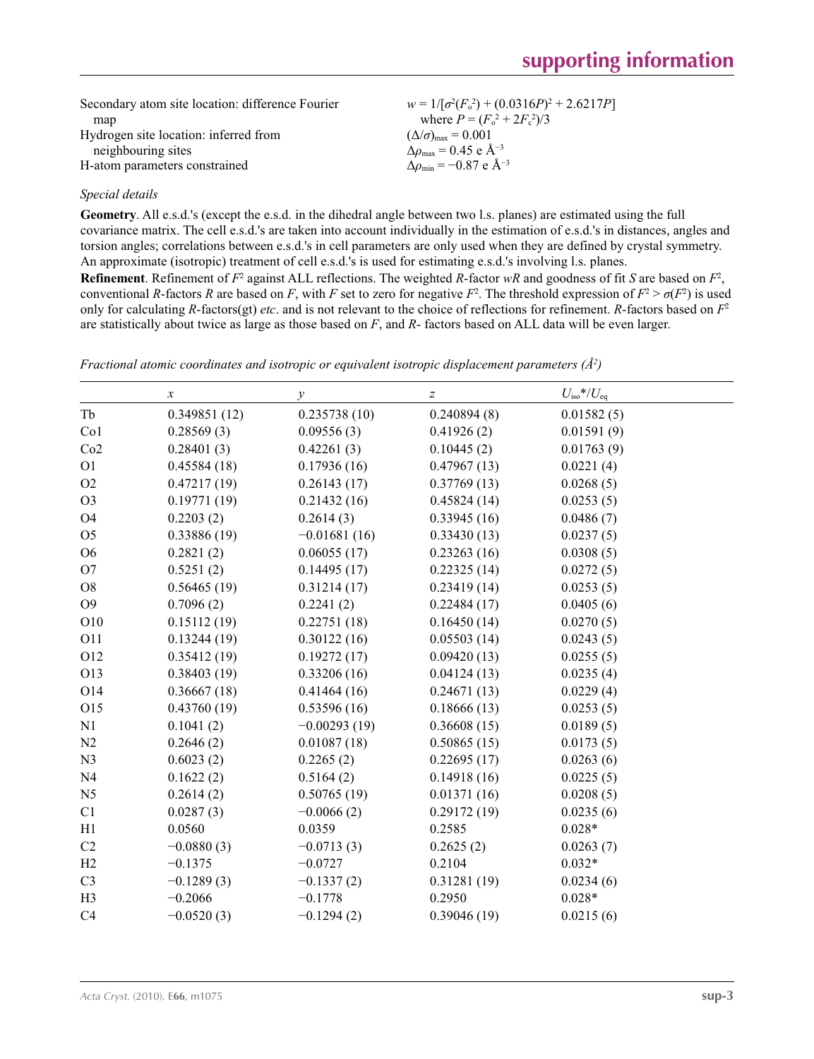Secondary atom site location: difference Fourier map

Hydrogen site location: inferred from neighbouring sites

H-atom parameters constrained

$w = 1/[\sigma^2(F_o^2) + (0.0316P)^2 + 2.6217P]$
where $P = (F_o^2 + 2F_c^2)/3$

$(\Delta/\sigma)_{max} = 0.001$

$\Delta\rho_{max} = 0.45$ e Å$^{-3}$

$\Delta\rho_{min} = -0.87$ e Å$^{-3}$

*Special details*

**Geometry**. All e.s.d.'s (except the e.s.d. in the dihedral angle between two l.s. planes) are estimated using the full covariance matrix. The cell e.s.d.'s are taken into account individually in the estimation of e.s.d.'s in distances, angles and torsion angles; correlations between e.s.d.'s in cell parameters are only used when they are defined by crystal symmetry. An approximate (isotropic) treatment of cell e.s.d.'s is used for estimating e.s.d.'s involving l.s. planes.

**Refinement**. Refinement of $F^2$ against ALL reflections. The weighted $R$-factor $wR$ and goodness of fit $S$ are based on $F^2$, conventional $R$-factors $R$ are based on $F$, with $F$ set to zero for negative $F^2$. The threshold expression of $F^2 > \sigma(F^2)$ is used only for calculating $R$-factors(gt) *etc*. and is not relevant to the choice of reflections for refinement. $R$-factors based on $F^2$ are statistically about twice as large as those based on $F$, and $R$- factors based on ALL data will be even larger.

*Fractional atomic coordinates and isotropic or equivalent isotropic displacement parameters (Å$^2$)*

| | $x$ | $y$ | $z$ | $U_{iso}$*/$U_{eq}$ |
|---|---|---|---|---|
| Tb | 0.349851 (12) | 0.235738 (10) | 0.240894 (8) | 0.01582 (5) |
| Co1 | 0.28569 (3) | 0.09556 (3) | 0.41926 (2) | 0.01591 (9) |
| Co2 | 0.28401 (3) | 0.42261 (3) | 0.10445 (2) | 0.01763 (9) |
| O1 | 0.45584 (18) | 0.17936 (16) | 0.47967 (13) | 0.0221 (4) |
| O2 | 0.47217 (19) | 0.26143 (17) | 0.37769 (13) | 0.0268 (5) |
| O3 | 0.19771 (19) | 0.21432 (16) | 0.45824 (14) | 0.0253 (5) |
| O4 | 0.2203 (2) | 0.2614 (3) | 0.33945 (16) | 0.0486 (7) |
| O5 | 0.33886 (19) | −0.01681 (16) | 0.33430 (13) | 0.0237 (5) |
| O6 | 0.2821 (2) | 0.06055 (17) | 0.23263 (16) | 0.0308 (5) |
| O7 | 0.5251 (2) | 0.14495 (17) | 0.22325 (14) | 0.0272 (5) |
| O8 | 0.56465 (19) | 0.31214 (17) | 0.23419 (14) | 0.0253 (5) |
| O9 | 0.7096 (2) | 0.2241 (2) | 0.22484 (17) | 0.0405 (6) |
| O10 | 0.15112 (19) | 0.22751 (18) | 0.16450 (14) | 0.0270 (5) |
| O11 | 0.13244 (19) | 0.30122 (16) | 0.05503 (14) | 0.0243 (5) |
| O12 | 0.35412 (19) | 0.19272 (17) | 0.09420 (13) | 0.0255 (5) |
| O13 | 0.38403 (19) | 0.33206 (16) | 0.04124 (13) | 0.0235 (4) |
| O14 | 0.36667 (18) | 0.41464 (16) | 0.24671 (13) | 0.0229 (4) |
| O15 | 0.43760 (19) | 0.53596 (16) | 0.18666 (13) | 0.0253 (5) |
| N1 | 0.1041 (2) | −0.00293 (19) | 0.36608 (15) | 0.0189 (5) |
| N2 | 0.2646 (2) | 0.01087 (18) | 0.50865 (15) | 0.0173 (5) |
| N3 | 0.6023 (2) | 0.2265 (2) | 0.22695 (17) | 0.0263 (6) |
| N4 | 0.1622 (2) | 0.5164 (2) | 0.14918 (16) | 0.0225 (5) |
| N5 | 0.2614 (2) | 0.50765 (19) | 0.01371 (16) | 0.0208 (5) |
| C1 | 0.0287 (3) | −0.0066 (2) | 0.29172 (19) | 0.0235 (6) |
| H1 | 0.0560 | 0.0359 | 0.2585 | 0.028* |
| C2 | −0.0880 (3) | −0.0713 (3) | 0.2625 (2) | 0.0263 (7) |
| H2 | −0.1375 | −0.0727 | 0.2104 | 0.032* |
| C3 | −0.1289 (3) | −0.1337 (2) | 0.31281 (19) | 0.0234 (6) |
| H3 | −0.2066 | −0.1778 | 0.2950 | 0.028* |
| C4 | −0.0520 (3) | −0.1294 (2) | 0.39046 (19) | 0.0215 (6) |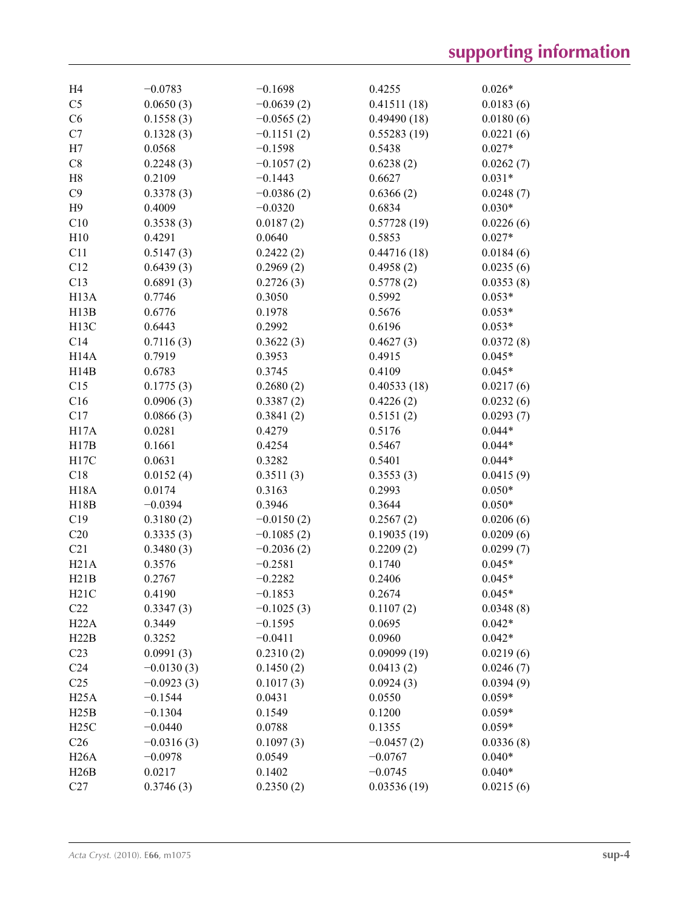| | | | | |
|---|---|---|---|---|
| H4 | −0.0783 | −0.1698 | 0.4255 | 0.026* |
| C5 | 0.0650 (3) | −0.0639 (2) | 0.41511 (18) | 0.0183 (6) |
| C6 | 0.1558 (3) | −0.0565 (2) | 0.49490 (18) | 0.0180 (6) |
| C7 | 0.1328 (3) | −0.1151 (2) | 0.55283 (19) | 0.0221 (6) |
| H7 | 0.0568 | −0.1598 | 0.5438 | 0.027* |
| C8 | 0.2248 (3) | −0.1057 (2) | 0.6238 (2) | 0.0262 (7) |
| H8 | 0.2109 | −0.1443 | 0.6627 | 0.031* |
| C9 | 0.3378 (3) | −0.0386 (2) | 0.6366 (2) | 0.0248 (7) |
| H9 | 0.4009 | −0.0320 | 0.6834 | 0.030* |
| C10 | 0.3538 (3) | 0.0187 (2) | 0.57728 (19) | 0.0226 (6) |
| H10 | 0.4291 | 0.0640 | 0.5853 | 0.027* |
| C11 | 0.5147 (3) | 0.2422 (2) | 0.44716 (18) | 0.0184 (6) |
| C12 | 0.6439 (3) | 0.2969 (2) | 0.4958 (2) | 0.0235 (6) |
| C13 | 0.6891 (3) | 0.2726 (3) | 0.5778 (2) | 0.0353 (8) |
| H13A | 0.7746 | 0.3050 | 0.5992 | 0.053* |
| H13B | 0.6776 | 0.1978 | 0.5676 | 0.053* |
| H13C | 0.6443 | 0.2992 | 0.6196 | 0.053* |
| C14 | 0.7116 (3) | 0.3622 (3) | 0.4627 (3) | 0.0372 (8) |
| H14A | 0.7919 | 0.3953 | 0.4915 | 0.045* |
| H14B | 0.6783 | 0.3745 | 0.4109 | 0.045* |
| C15 | 0.1775 (3) | 0.2680 (2) | 0.40533 (18) | 0.0217 (6) |
| C16 | 0.0906 (3) | 0.3387 (2) | 0.4226 (2) | 0.0232 (6) |
| C17 | 0.0866 (3) | 0.3841 (2) | 0.5151 (2) | 0.0293 (7) |
| H17A | 0.0281 | 0.4279 | 0.5176 | 0.044* |
| H17B | 0.1661 | 0.4254 | 0.5467 | 0.044* |
| H17C | 0.0631 | 0.3282 | 0.5401 | 0.044* |
| C18 | 0.0152 (4) | 0.3511 (3) | 0.3553 (3) | 0.0415 (9) |
| H18A | 0.0174 | 0.3163 | 0.2993 | 0.050* |
| H18B | −0.0394 | 0.3946 | 0.3644 | 0.050* |
| C19 | 0.3180 (2) | −0.0150 (2) | 0.2567 (2) | 0.0206 (6) |
| C20 | 0.3335 (3) | −0.1085 (2) | 0.19035 (19) | 0.0209 (6) |
| C21 | 0.3480 (3) | −0.2036 (2) | 0.2209 (2) | 0.0299 (7) |
| H21A | 0.3576 | −0.2581 | 0.1740 | 0.045* |
| H21B | 0.2767 | −0.2282 | 0.2406 | 0.045* |
| H21C | 0.4190 | −0.1853 | 0.2674 | 0.045* |
| C22 | 0.3347 (3) | −0.1025 (3) | 0.1107 (2) | 0.0348 (8) |
| H22A | 0.3449 | −0.1595 | 0.0695 | 0.042* |
| H22B | 0.3252 | −0.0411 | 0.0960 | 0.042* |
| C23 | 0.0991 (3) | 0.2310 (2) | 0.09099 (19) | 0.0219 (6) |
| C24 | −0.0130 (3) | 0.1450 (2) | 0.0413 (2) | 0.0246 (7) |
| C25 | −0.0923 (3) | 0.1017 (3) | 0.0924 (3) | 0.0394 (9) |
| H25A | −0.1544 | 0.0431 | 0.0550 | 0.059* |
| H25B | −0.1304 | 0.1549 | 0.1200 | 0.059* |
| H25C | −0.0440 | 0.0788 | 0.1355 | 0.059* |
| C26 | −0.0316 (3) | 0.1097 (3) | −0.0457 (2) | 0.0336 (8) |
| H26A | −0.0978 | 0.0549 | −0.0767 | 0.040* |
| H26B | 0.0217 | 0.1402 | −0.0745 | 0.040* |
| C27 | 0.3746 (3) | 0.2350 (2) | 0.03536 (19) | 0.0215 (6) |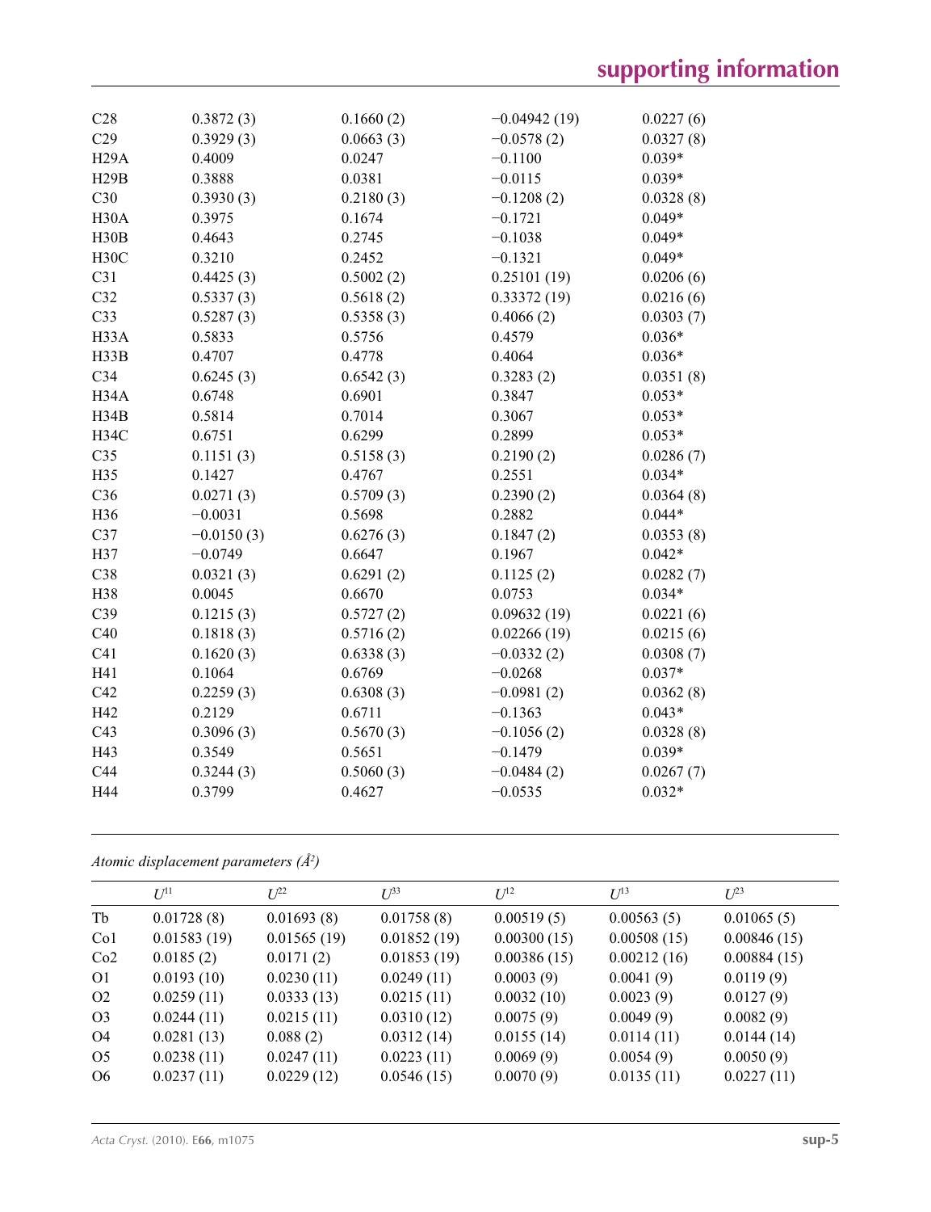| | | | | |
|---|---|---|---|---|
| C28 | 0.3872 (3) | 0.1660 (2) | −0.04942 (19) | 0.0227 (6) |
| C29 | 0.3929 (3) | 0.0663 (3) | −0.0578 (2) | 0.0327 (8) |
| H29A | 0.4009 | 0.0247 | −0.1100 | 0.039* |
| H29B | 0.3888 | 0.0381 | −0.0115 | 0.039* |
| C30 | 0.3930 (3) | 0.2180 (3) | −0.1208 (2) | 0.0328 (8) |
| H30A | 0.3975 | 0.1674 | −0.1721 | 0.049* |
| H30B | 0.4643 | 0.2745 | −0.1038 | 0.049* |
| H30C | 0.3210 | 0.2452 | −0.1321 | 0.049* |
| C31 | 0.4425 (3) | 0.5002 (2) | 0.25101 (19) | 0.0206 (6) |
| C32 | 0.5337 (3) | 0.5618 (2) | 0.33372 (19) | 0.0216 (6) |
| C33 | 0.5287 (3) | 0.5358 (3) | 0.4066 (2) | 0.0303 (7) |
| H33A | 0.5833 | 0.5756 | 0.4579 | 0.036* |
| H33B | 0.4707 | 0.4778 | 0.4064 | 0.036* |
| C34 | 0.6245 (3) | 0.6542 (3) | 0.3283 (2) | 0.0351 (8) |
| H34A | 0.6748 | 0.6901 | 0.3847 | 0.053* |
| H34B | 0.5814 | 0.7014 | 0.3067 | 0.053* |
| H34C | 0.6751 | 0.6299 | 0.2899 | 0.053* |
| C35 | 0.1151 (3) | 0.5158 (3) | 0.2190 (2) | 0.0286 (7) |
| H35 | 0.1427 | 0.4767 | 0.2551 | 0.034* |
| C36 | 0.0271 (3) | 0.5709 (3) | 0.2390 (2) | 0.0364 (8) |
| H36 | −0.0031 | 0.5698 | 0.2882 | 0.044* |
| C37 | −0.0150 (3) | 0.6276 (3) | 0.1847 (2) | 0.0353 (8) |
| H37 | −0.0749 | 0.6647 | 0.1967 | 0.042* |
| C38 | 0.0321 (3) | 0.6291 (2) | 0.1125 (2) | 0.0282 (7) |
| H38 | 0.0045 | 0.6670 | 0.0753 | 0.034* |
| C39 | 0.1215 (3) | 0.5727 (2) | 0.09632 (19) | 0.0221 (6) |
| C40 | 0.1818 (3) | 0.5716 (2) | 0.02266 (19) | 0.0215 (6) |
| C41 | 0.1620 (3) | 0.6338 (3) | −0.0332 (2) | 0.0308 (7) |
| H41 | 0.1064 | 0.6769 | −0.0268 | 0.037* |
| C42 | 0.2259 (3) | 0.6308 (3) | −0.0981 (2) | 0.0362 (8) |
| H42 | 0.2129 | 0.6711 | −0.1363 | 0.043* |
| C43 | 0.3096 (3) | 0.5670 (3) | −0.1056 (2) | 0.0328 (8) |
| H43 | 0.3549 | 0.5651 | −0.1479 | 0.039* |
| C44 | 0.3244 (3) | 0.5060 (3) | −0.0484 (2) | 0.0267 (7) |
| H44 | 0.3799 | 0.4627 | −0.0535 | 0.032* |

*Atomic displacement parameters (Å²)*

| | $U^{11}$ | $U^{22}$ | $U^{33}$ | $U^{12}$ | $U^{13}$ | $U^{23}$ |
|---|---|---|---|---|---|---|
| Tb | 0.01728 (8) | 0.01693 (8) | 0.01758 (8) | 0.00519 (5) | 0.00563 (5) | 0.01065 (5) |
| Co1 | 0.01583 (19) | 0.01565 (19) | 0.01852 (19) | 0.00300 (15) | 0.00508 (15) | 0.00846 (15) |
| Co2 | 0.0185 (2) | 0.0171 (2) | 0.01853 (19) | 0.00386 (15) | 0.00212 (16) | 0.00884 (15) |
| O1 | 0.0193 (10) | 0.0230 (11) | 0.0249 (11) | 0.0003 (9) | 0.0041 (9) | 0.0119 (9) |
| O2 | 0.0259 (11) | 0.0333 (13) | 0.0215 (11) | 0.0032 (10) | 0.0023 (9) | 0.0127 (9) |
| O3 | 0.0244 (11) | 0.0215 (11) | 0.0310 (12) | 0.0075 (9) | 0.0049 (9) | 0.0082 (9) |
| O4 | 0.0281 (13) | 0.088 (2) | 0.0312 (14) | 0.0155 (14) | 0.0114 (11) | 0.0144 (14) |
| O5 | 0.0238 (11) | 0.0247 (11) | 0.0223 (11) | 0.0069 (9) | 0.0054 (9) | 0.0050 (9) |
| O6 | 0.0237 (11) | 0.0229 (12) | 0.0546 (15) | 0.0070 (9) | 0.0135 (11) | 0.0227 (11) |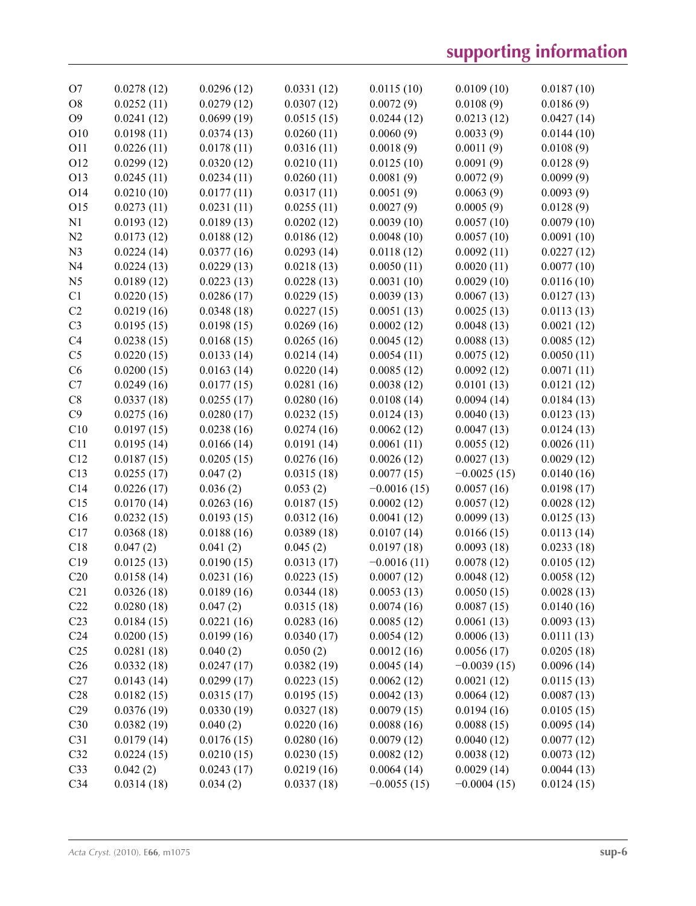| | | | | | | |
|---|---|---|---|---|---|---|
| O7 | 0.0278 (12) | 0.0296 (12) | 0.0331 (12) | 0.0115 (10) | 0.0109 (10) | 0.0187 (10) |
| O8 | 0.0252 (11) | 0.0279 (12) | 0.0307 (12) | 0.0072 (9) | 0.0108 (9) | 0.0186 (9) |
| O9 | 0.0241 (12) | 0.0699 (19) | 0.0515 (15) | 0.0244 (12) | 0.0213 (12) | 0.0427 (14) |
| O10 | 0.0198 (11) | 0.0374 (13) | 0.0260 (11) | 0.0060 (9) | 0.0033 (9) | 0.0144 (10) |
| O11 | 0.0226 (11) | 0.0178 (11) | 0.0316 (11) | 0.0018 (9) | 0.0011 (9) | 0.0108 (9) |
| O12 | 0.0299 (12) | 0.0320 (12) | 0.0210 (11) | 0.0125 (10) | 0.0091 (9) | 0.0128 (9) |
| O13 | 0.0245 (11) | 0.0234 (11) | 0.0260 (11) | 0.0081 (9) | 0.0072 (9) | 0.0099 (9) |
| O14 | 0.0210 (10) | 0.0177 (11) | 0.0317 (11) | 0.0051 (9) | 0.0063 (9) | 0.0093 (9) |
| O15 | 0.0273 (11) | 0.0231 (11) | 0.0255 (11) | 0.0027 (9) | 0.0005 (9) | 0.0128 (9) |
| N1 | 0.0193 (12) | 0.0189 (13) | 0.0202 (12) | 0.0039 (10) | 0.0057 (10) | 0.0079 (10) |
| N2 | 0.0173 (12) | 0.0188 (12) | 0.0186 (12) | 0.0048 (10) | 0.0057 (10) | 0.0091 (10) |
| N3 | 0.0224 (14) | 0.0377 (16) | 0.0293 (14) | 0.0118 (12) | 0.0092 (11) | 0.0227 (12) |
| N4 | 0.0224 (13) | 0.0229 (13) | 0.0218 (13) | 0.0050 (11) | 0.0020 (11) | 0.0077 (10) |
| N5 | 0.0189 (12) | 0.0223 (13) | 0.0228 (13) | 0.0031 (10) | 0.0029 (10) | 0.0116 (10) |
| C1 | 0.0220 (15) | 0.0286 (17) | 0.0229 (15) | 0.0039 (13) | 0.0067 (13) | 0.0127 (13) |
| C2 | 0.0219 (16) | 0.0348 (18) | 0.0227 (15) | 0.0051 (13) | 0.0025 (13) | 0.0113 (13) |
| C3 | 0.0195 (15) | 0.0198 (15) | 0.0269 (16) | 0.0002 (12) | 0.0048 (13) | 0.0021 (12) |
| C4 | 0.0238 (15) | 0.0168 (15) | 0.0265 (16) | 0.0045 (12) | 0.0088 (13) | 0.0085 (12) |
| C5 | 0.0220 (15) | 0.0133 (14) | 0.0214 (14) | 0.0054 (11) | 0.0075 (12) | 0.0050 (11) |
| C6 | 0.0200 (15) | 0.0163 (14) | 0.0220 (14) | 0.0085 (12) | 0.0092 (12) | 0.0071 (11) |
| C7 | 0.0249 (16) | 0.0177 (15) | 0.0281 (16) | 0.0038 (12) | 0.0101 (13) | 0.0121 (12) |
| C8 | 0.0337 (18) | 0.0255 (17) | 0.0280 (16) | 0.0108 (14) | 0.0094 (14) | 0.0184 (13) |
| C9 | 0.0275 (16) | 0.0280 (17) | 0.0232 (15) | 0.0124 (13) | 0.0040 (13) | 0.0123 (13) |
| C10 | 0.0197 (15) | 0.0238 (16) | 0.0274 (16) | 0.0062 (12) | 0.0047 (13) | 0.0124 (13) |
| C11 | 0.0195 (14) | 0.0166 (14) | 0.0191 (14) | 0.0061 (11) | 0.0055 (12) | 0.0026 (11) |
| C12 | 0.0187 (15) | 0.0205 (15) | 0.0276 (16) | 0.0026 (12) | 0.0027 (13) | 0.0029 (12) |
| C13 | 0.0255 (17) | 0.047 (2) | 0.0315 (18) | 0.0077 (15) | −0.0025 (15) | 0.0140 (16) |
| C14 | 0.0226 (17) | 0.036 (2) | 0.053 (2) | −0.0016 (15) | 0.0057 (16) | 0.0198 (17) |
| C15 | 0.0170 (14) | 0.0263 (16) | 0.0187 (15) | 0.0002 (12) | 0.0057 (12) | 0.0028 (12) |
| C16 | 0.0232 (15) | 0.0193 (15) | 0.0312 (16) | 0.0041 (12) | 0.0099 (13) | 0.0125 (13) |
| C17 | 0.0368 (18) | 0.0188 (16) | 0.0389 (18) | 0.0107 (14) | 0.0166 (15) | 0.0113 (14) |
| C18 | 0.047 (2) | 0.041 (2) | 0.045 (2) | 0.0197 (18) | 0.0093 (18) | 0.0233 (18) |
| C19 | 0.0125 (13) | 0.0190 (15) | 0.0313 (17) | −0.0016 (11) | 0.0078 (12) | 0.0105 (12) |
| C20 | 0.0158 (14) | 0.0231 (16) | 0.0223 (15) | 0.0007 (12) | 0.0048 (12) | 0.0058 (12) |
| C21 | 0.0326 (18) | 0.0189 (16) | 0.0344 (18) | 0.0053 (13) | 0.0050 (15) | 0.0028 (13) |
| C22 | 0.0280 (18) | 0.047 (2) | 0.0315 (18) | 0.0074 (16) | 0.0087 (15) | 0.0140 (16) |
| C23 | 0.0184 (15) | 0.0221 (16) | 0.0283 (16) | 0.0085 (12) | 0.0061 (13) | 0.0093 (13) |
| C24 | 0.0200 (15) | 0.0199 (16) | 0.0340 (17) | 0.0054 (12) | 0.0006 (13) | 0.0111 (13) |
| C25 | 0.0281 (18) | 0.040 (2) | 0.050 (2) | 0.0012 (16) | 0.0056 (17) | 0.0205 (18) |
| C26 | 0.0332 (18) | 0.0247 (17) | 0.0382 (19) | 0.0045 (14) | −0.0039 (15) | 0.0096 (14) |
| C27 | 0.0143 (14) | 0.0299 (17) | 0.0223 (15) | 0.0062 (12) | 0.0021 (12) | 0.0115 (13) |
| C28 | 0.0182 (15) | 0.0315 (17) | 0.0195 (15) | 0.0042 (13) | 0.0064 (12) | 0.0087 (13) |
| C29 | 0.0376 (19) | 0.0330 (19) | 0.0327 (18) | 0.0079 (15) | 0.0194 (16) | 0.0105 (15) |
| C30 | 0.0382 (19) | 0.040 (2) | 0.0220 (16) | 0.0088 (16) | 0.0088 (15) | 0.0095 (14) |
| C31 | 0.0179 (14) | 0.0176 (15) | 0.0280 (16) | 0.0079 (12) | 0.0040 (12) | 0.0077 (12) |
| C32 | 0.0224 (15) | 0.0210 (15) | 0.0230 (15) | 0.0082 (12) | 0.0038 (12) | 0.0073 (12) |
| C33 | 0.042 (2) | 0.0243 (17) | 0.0219 (16) | 0.0064 (14) | 0.0029 (14) | 0.0044 (13) |
| C34 | 0.0314 (18) | 0.034 (2) | 0.0337 (18) | −0.0055 (15) | −0.0004 (15) | 0.0124 (15) |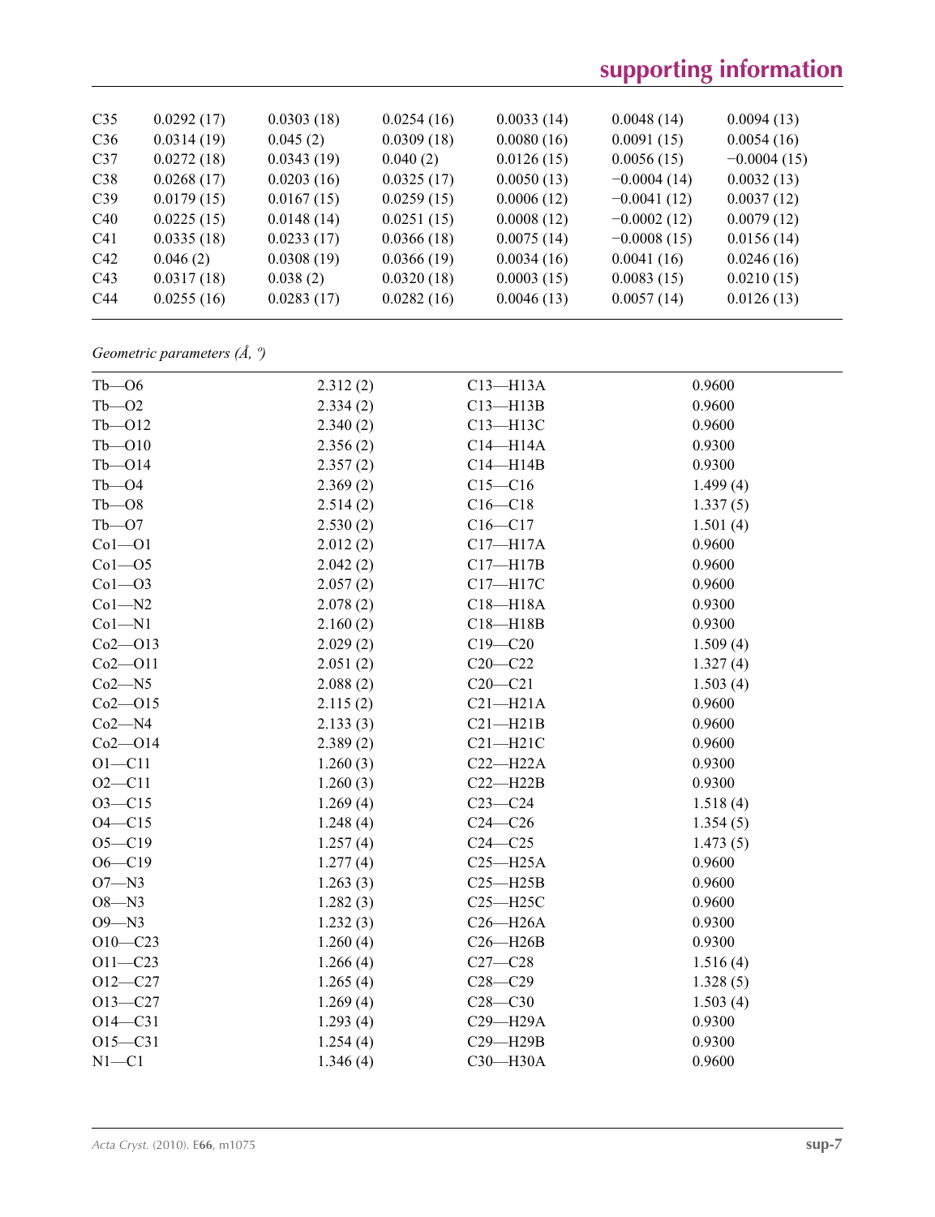| C35 | 0.0292 (17) | 0.0303 (18) | 0.0254 (16) | 0.0033 (14) | 0.0048 (14) | 0.0094 (13) |
|---|---|---|---|---|---|---|
| C36 | 0.0314 (19) | 0.045 (2) | 0.0309 (18) | 0.0080 (16) | 0.0091 (15) | 0.0054 (16) |
| C37 | 0.0272 (18) | 0.0343 (19) | 0.040 (2) | 0.0126 (15) | 0.0056 (15) | −0.0004 (15) |
| C38 | 0.0268 (17) | 0.0203 (16) | 0.0325 (17) | 0.0050 (13) | −0.0004 (14) | 0.0032 (13) |
| C39 | 0.0179 (15) | 0.0167 (15) | 0.0259 (15) | 0.0006 (12) | −0.0041 (12) | 0.0037 (12) |
| C40 | 0.0225 (15) | 0.0148 (14) | 0.0251 (15) | 0.0008 (12) | −0.0002 (12) | 0.0079 (12) |
| C41 | 0.0335 (18) | 0.0233 (17) | 0.0366 (18) | 0.0075 (14) | −0.0008 (15) | 0.0156 (14) |
| C42 | 0.046 (2) | 0.0308 (19) | 0.0366 (19) | 0.0034 (16) | 0.0041 (16) | 0.0246 (16) |
| C43 | 0.0317 (18) | 0.038 (2) | 0.0320 (18) | 0.0003 (15) | 0.0083 (15) | 0.0210 (15) |
| C44 | 0.0255 (16) | 0.0283 (17) | 0.0282 (16) | 0.0046 (13) | 0.0057 (14) | 0.0126 (13) |

*Geometric parameters (Å, º)*

| | | | |
|---|---|---|---|
| Tb—O6 | 2.312 (2) | C13—H13A | 0.9600 |
| Tb—O2 | 2.334 (2) | C13—H13B | 0.9600 |
| Tb—O12 | 2.340 (2) | C13—H13C | 0.9600 |
| Tb—O10 | 2.356 (2) | C14—H14A | 0.9300 |
| Tb—O14 | 2.357 (2) | C14—H14B | 0.9300 |
| Tb—O4 | 2.369 (2) | C15—C16 | 1.499 (4) |
| Tb—O8 | 2.514 (2) | C16—C18 | 1.337 (5) |
| Tb—O7 | 2.530 (2) | C16—C17 | 1.501 (4) |
| Co1—O1 | 2.012 (2) | C17—H17A | 0.9600 |
| Co1—O5 | 2.042 (2) | C17—H17B | 0.9600 |
| Co1—O3 | 2.057 (2) | C17—H17C | 0.9600 |
| Co1—N2 | 2.078 (2) | C18—H18A | 0.9300 |
| Co1—N1 | 2.160 (2) | C18—H18B | 0.9300 |
| Co2—O13 | 2.029 (2) | C19—C20 | 1.509 (4) |
| Co2—O11 | 2.051 (2) | C20—C22 | 1.327 (4) |
| Co2—N5 | 2.088 (2) | C20—C21 | 1.503 (4) |
| Co2—O15 | 2.115 (2) | C21—H21A | 0.9600 |
| Co2—N4 | 2.133 (3) | C21—H21B | 0.9600 |
| Co2—O14 | 2.389 (2) | C21—H21C | 0.9600 |
| O1—C11 | 1.260 (3) | C22—H22A | 0.9300 |
| O2—C11 | 1.260 (3) | C22—H22B | 0.9300 |
| O3—C15 | 1.269 (4) | C23—C24 | 1.518 (4) |
| O4—C15 | 1.248 (4) | C24—C26 | 1.354 (5) |
| O5—C19 | 1.257 (4) | C24—C25 | 1.473 (5) |
| O6—C19 | 1.277 (4) | C25—H25A | 0.9600 |
| O7—N3 | 1.263 (3) | C25—H25B | 0.9600 |
| O8—N3 | 1.282 (3) | C25—H25C | 0.9600 |
| O9—N3 | 1.232 (3) | C26—H26A | 0.9300 |
| O10—C23 | 1.260 (4) | C26—H26B | 0.9300 |
| O11—C23 | 1.266 (4) | C27—C28 | 1.516 (4) |
| O12—C27 | 1.265 (4) | C28—C29 | 1.328 (5) |
| O13—C27 | 1.269 (4) | C28—C30 | 1.503 (4) |
| O14—C31 | 1.293 (4) | C29—H29A | 0.9300 |
| O15—C31 | 1.254 (4) | C29—H29B | 0.9300 |
| N1—C1 | 1.346 (4) | C30—H30A | 0.9600 |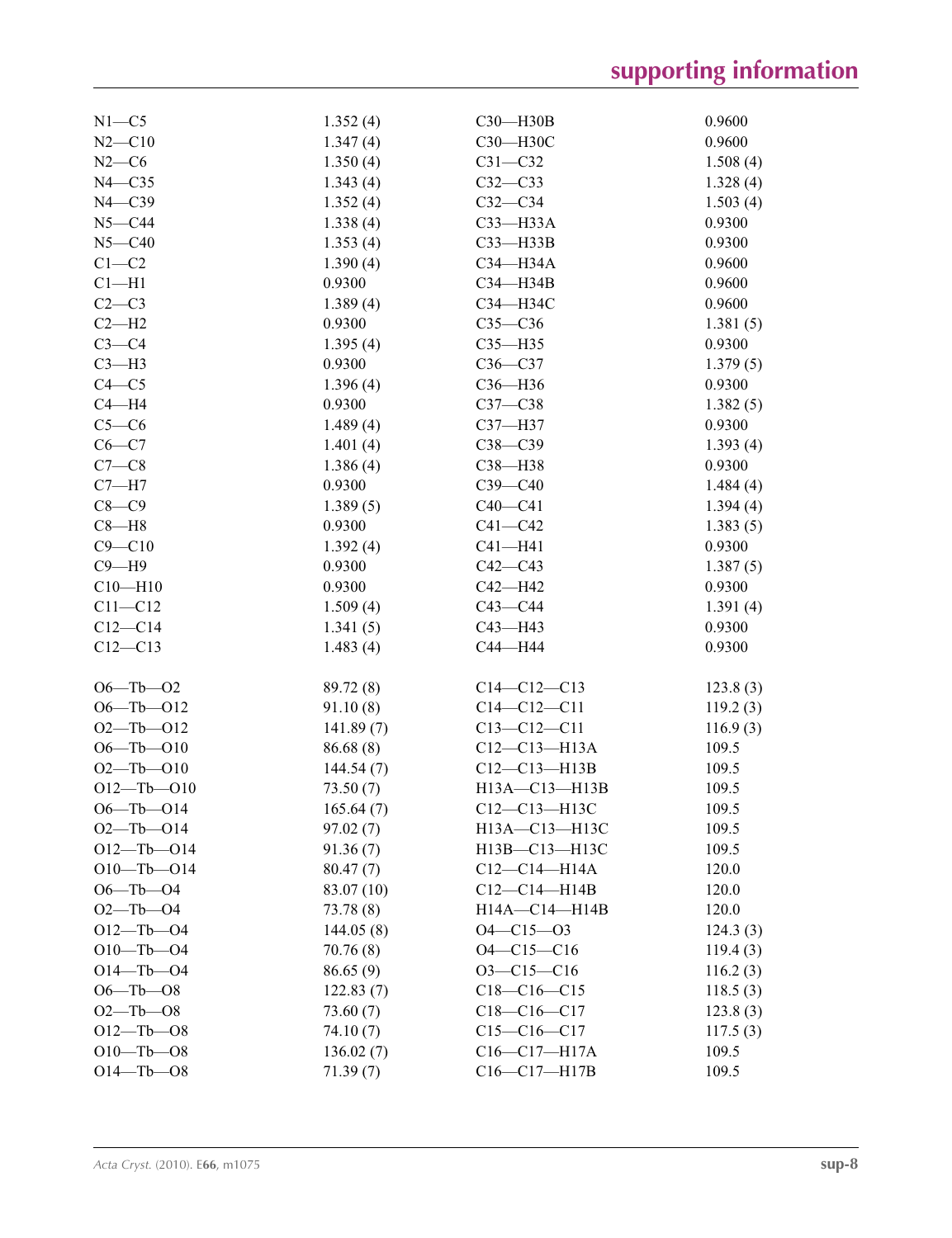| | | | |
|---|---|---|---|
| N1—C5 | 1.352 (4) | C30—H30B | 0.9600 |
| N2—C10 | 1.347 (4) | C30—H30C | 0.9600 |
| N2—C6 | 1.350 (4) | C31—C32 | 1.508 (4) |
| N4—C35 | 1.343 (4) | C32—C33 | 1.328 (4) |
| N4—C39 | 1.352 (4) | C32—C34 | 1.503 (4) |
| N5—C44 | 1.338 (4) | C33—H33A | 0.9300 |
| N5—C40 | 1.353 (4) | C33—H33B | 0.9300 |
| C1—C2 | 1.390 (4) | C34—H34A | 0.9600 |
| C1—H1 | 0.9300 | C34—H34B | 0.9600 |
| C2—C3 | 1.389 (4) | C34—H34C | 0.9600 |
| C2—H2 | 0.9300 | C35—C36 | 1.381 (5) |
| C3—C4 | 1.395 (4) | C35—H35 | 0.9300 |
| C3—H3 | 0.9300 | C36—C37 | 1.379 (5) |
| C4—C5 | 1.396 (4) | C36—H36 | 0.9300 |
| C4—H4 | 0.9300 | C37—C38 | 1.382 (5) |
| C5—C6 | 1.489 (4) | C37—H37 | 0.9300 |
| C6—C7 | 1.401 (4) | C38—C39 | 1.393 (4) |
| C7—C8 | 1.386 (4) | C38—H38 | 0.9300 |
| C7—H7 | 0.9300 | C39—C40 | 1.484 (4) |
| C8—C9 | 1.389 (5) | C40—C41 | 1.394 (4) |
| C8—H8 | 0.9300 | C41—C42 | 1.383 (5) |
| C9—C10 | 1.392 (4) | C41—H41 | 0.9300 |
| C9—H9 | 0.9300 | C42—C43 | 1.387 (5) |
| C10—H10 | 0.9300 | C42—H42 | 0.9300 |
| C11—C12 | 1.509 (4) | C43—C44 | 1.391 (4) |
| C12—C14 | 1.341 (5) | C43—H43 | 0.9300 |
| C12—C13 | 1.483 (4) | C44—H44 | 0.9300 |

| | | | |
|---|---|---|---|
| O6—Tb—O2 | 89.72 (8) | C14—C12—C13 | 123.8 (3) |
| O6—Tb—O12 | 91.10 (8) | C14—C12—C11 | 119.2 (3) |
| O2—Tb—O12 | 141.89 (7) | C13—C12—C11 | 116.9 (3) |
| O6—Tb—O10 | 86.68 (8) | C12—C13—H13A | 109.5 |
| O2—Tb—O10 | 144.54 (7) | C12—C13—H13B | 109.5 |
| O12—Tb—O10 | 73.50 (7) | H13A—C13—H13B | 109.5 |
| O6—Tb—O14 | 165.64 (7) | C12—C13—H13C | 109.5 |
| O2—Tb—O14 | 97.02 (7) | H13A—C13—H13C | 109.5 |
| O12—Tb—O14 | 91.36 (7) | H13B—C13—H13C | 109.5 |
| O10—Tb—O14 | 80.47 (7) | C12—C14—H14A | 120.0 |
| O6—Tb—O4 | 83.07 (10) | C12—C14—H14B | 120.0 |
| O2—Tb—O4 | 73.78 (8) | H14A—C14—H14B | 120.0 |
| O12—Tb—O4 | 144.05 (8) | O4—C15—O3 | 124.3 (3) |
| O10—Tb—O4 | 70.76 (8) | O4—C15—C16 | 119.4 (3) |
| O14—Tb—O4 | 86.65 (9) | O3—C15—C16 | 116.2 (3) |
| O6—Tb—O8 | 122.83 (7) | C18—C16—C15 | 118.5 (3) |
| O2—Tb—O8 | 73.60 (7) | C18—C16—C17 | 123.8 (3) |
| O12—Tb—O8 | 74.10 (7) | C15—C16—C17 | 117.5 (3) |
| O10—Tb—O8 | 136.02 (7) | C16—C17—H17A | 109.5 |
| O14—Tb—O8 | 71.39 (7) | C16—C17—H17B | 109.5 |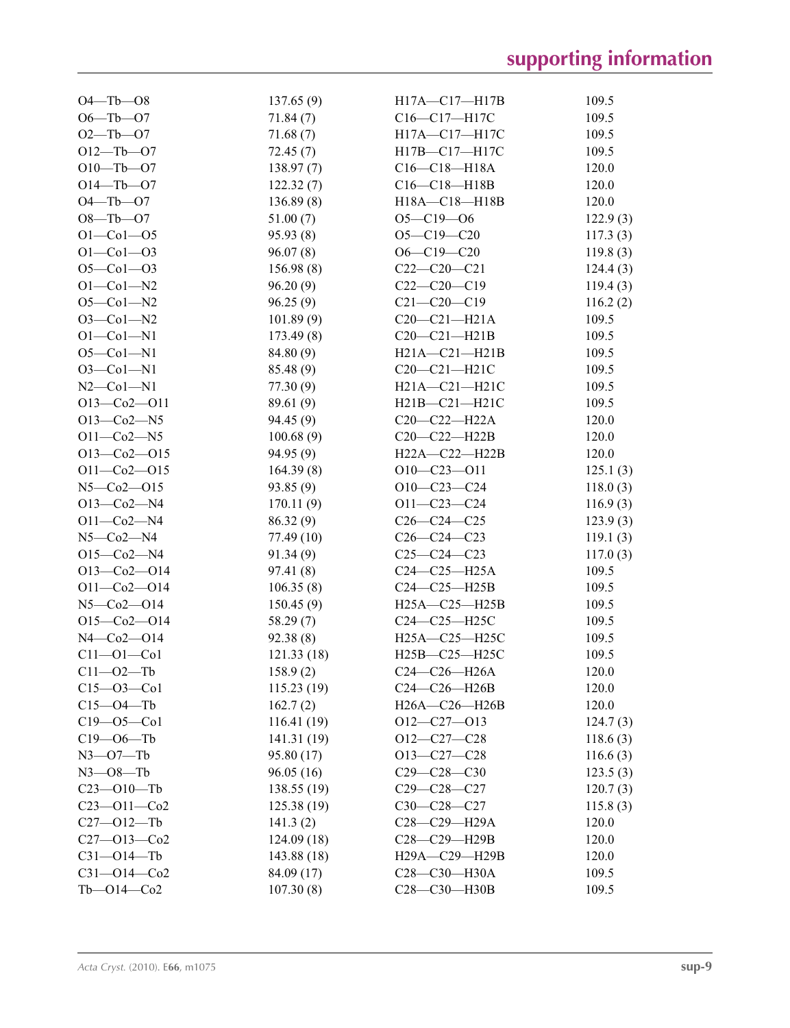| | | | |
|---|---|---|---|
| O4—Tb—O8 | 137.65 (9) | H17A—C17—H17B | 109.5 |
| O6—Tb—O7 | 71.84 (7) | C16—C17—H17C | 109.5 |
| O2—Tb—O7 | 71.68 (7) | H17A—C17—H17C | 109.5 |
| O12—Tb—O7 | 72.45 (7) | H17B—C17—H17C | 109.5 |
| O10—Tb—O7 | 138.97 (7) | C16—C18—H18A | 120.0 |
| O14—Tb—O7 | 122.32 (7) | C16—C18—H18B | 120.0 |
| O4—Tb—O7 | 136.89 (8) | H18A—C18—H18B | 120.0 |
| O8—Tb—O7 | 51.00 (7) | O5—C19—O6 | 122.9 (3) |
| O1—Co1—O5 | 95.93 (8) | O5—C19—C20 | 117.3 (3) |
| O1—Co1—O3 | 96.07 (8) | O6—C19—C20 | 119.8 (3) |
| O5—Co1—O3 | 156.98 (8) | C22—C20—C21 | 124.4 (3) |
| O1—Co1—N2 | 96.20 (9) | C22—C20—C19 | 119.4 (3) |
| O5—Co1—N2 | 96.25 (9) | C21—C20—C19 | 116.2 (2) |
| O3—Co1—N2 | 101.89 (9) | C20—C21—H21A | 109.5 |
| O1—Co1—N1 | 173.49 (8) | C20—C21—H21B | 109.5 |
| O5—Co1—N1 | 84.80 (9) | H21A—C21—H21B | 109.5 |
| O3—Co1—N1 | 85.48 (9) | C20—C21—H21C | 109.5 |
| N2—Co1—N1 | 77.30 (9) | H21A—C21—H21C | 109.5 |
| O13—Co2—O11 | 89.61 (9) | H21B—C21—H21C | 109.5 |
| O13—Co2—N5 | 94.45 (9) | C20—C22—H22A | 120.0 |
| O11—Co2—N5 | 100.68 (9) | C20—C22—H22B | 120.0 |
| O13—Co2—O15 | 94.95 (9) | H22A—C22—H22B | 120.0 |
| O11—Co2—O15 | 164.39 (8) | O10—C23—O11 | 125.1 (3) |
| N5—Co2—O15 | 93.85 (9) | O10—C23—C24 | 118.0 (3) |
| O13—Co2—N4 | 170.11 (9) | O11—C23—C24 | 116.9 (3) |
| O11—Co2—N4 | 86.32 (9) | C26—C24—C25 | 123.9 (3) |
| N5—Co2—N4 | 77.49 (10) | C26—C24—C23 | 119.1 (3) |
| O15—Co2—N4 | 91.34 (9) | C25—C24—C23 | 117.0 (3) |
| O13—Co2—O14 | 97.41 (8) | C24—C25—H25A | 109.5 |
| O11—Co2—O14 | 106.35 (8) | C24—C25—H25B | 109.5 |
| N5—Co2—O14 | 150.45 (9) | H25A—C25—H25B | 109.5 |
| O15—Co2—O14 | 58.29 (7) | C24—C25—H25C | 109.5 |
| N4—Co2—O14 | 92.38 (8) | H25A—C25—H25C | 109.5 |
| C11—O1—Co1 | 121.33 (18) | H25B—C25—H25C | 109.5 |
| C11—O2—Tb | 158.9 (2) | C24—C26—H26A | 120.0 |
| C15—O3—Co1 | 115.23 (19) | C24—C26—H26B | 120.0 |
| C15—O4—Tb | 162.7 (2) | H26A—C26—H26B | 120.0 |
| C19—O5—Co1 | 116.41 (19) | O12—C27—O13 | 124.7 (3) |
| C19—O6—Tb | 141.31 (19) | O12—C27—C28 | 118.6 (3) |
| N3—O7—Tb | 95.80 (17) | O13—C27—C28 | 116.6 (3) |
| N3—O8—Tb | 96.05 (16) | C29—C28—C30 | 123.5 (3) |
| C23—O10—Tb | 138.55 (19) | C29—C28—C27 | 120.7 (3) |
| C23—O11—Co2 | 125.38 (19) | C30—C28—C27 | 115.8 (3) |
| C27—O12—Tb | 141.3 (2) | C28—C29—H29A | 120.0 |
| C27—O13—Co2 | 124.09 (18) | C28—C29—H29B | 120.0 |
| C31—O14—Tb | 143.88 (18) | H29A—C29—H29B | 120.0 |
| C31—O14—Co2 | 84.09 (17) | C28—C30—H30A | 109.5 |
| Tb—O14—Co2 | 107.30 (8) | C28—C30—H30B | 109.5 |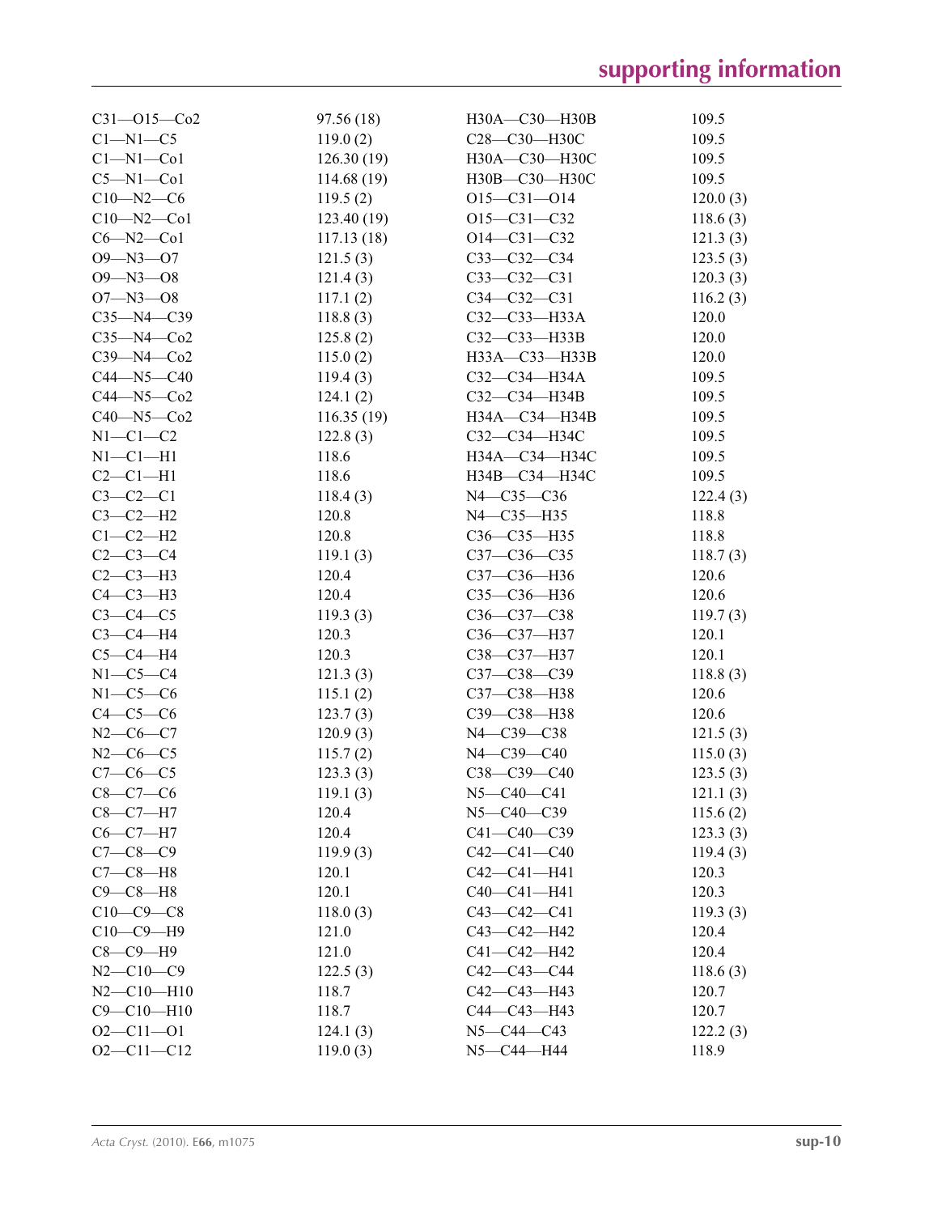| | | | |
|---|---|---|---|
| C31—O15—Co2 | 97.56 (18) | H30A—C30—H30B | 109.5 |
| C1—N1—C5 | 119.0 (2) | C28—C30—H30C | 109.5 |
| C1—N1—Co1 | 126.30 (19) | H30A—C30—H30C | 109.5 |
| C5—N1—Co1 | 114.68 (19) | H30B—C30—H30C | 109.5 |
| C10—N2—C6 | 119.5 (2) | O15—C31—O14 | 120.0 (3) |
| C10—N2—Co1 | 123.40 (19) | O15—C31—C32 | 118.6 (3) |
| C6—N2—Co1 | 117.13 (18) | O14—C31—C32 | 121.3 (3) |
| O9—N3—O7 | 121.5 (3) | C33—C32—C34 | 123.5 (3) |
| O9—N3—O8 | 121.4 (3) | C33—C32—C31 | 120.3 (3) |
| O7—N3—O8 | 117.1 (2) | C34—C32—C31 | 116.2 (3) |
| C35—N4—C39 | 118.8 (3) | C32—C33—H33A | 120.0 |
| C35—N4—Co2 | 125.8 (2) | C32—C33—H33B | 120.0 |
| C39—N4—Co2 | 115.0 (2) | H33A—C33—H33B | 120.0 |
| C44—N5—C40 | 119.4 (3) | C32—C34—H34A | 109.5 |
| C44—N5—Co2 | 124.1 (2) | C32—C34—H34B | 109.5 |
| C40—N5—Co2 | 116.35 (19) | H34A—C34—H34B | 109.5 |
| N1—C1—C2 | 122.8 (3) | C32—C34—H34C | 109.5 |
| N1—C1—H1 | 118.6 | H34A—C34—H34C | 109.5 |
| C2—C1—H1 | 118.6 | H34B—C34—H34C | 109.5 |
| C3—C2—C1 | 118.4 (3) | N4—C35—C36 | 122.4 (3) |
| C3—C2—H2 | 120.8 | N4—C35—H35 | 118.8 |
| C1—C2—H2 | 120.8 | C36—C35—H35 | 118.8 |
| C2—C3—C4 | 119.1 (3) | C37—C36—C35 | 118.7 (3) |
| C2—C3—H3 | 120.4 | C37—C36—H36 | 120.6 |
| C4—C3—H3 | 120.4 | C35—C36—H36 | 120.6 |
| C3—C4—C5 | 119.3 (3) | C36—C37—C38 | 119.7 (3) |
| C3—C4—H4 | 120.3 | C36—C37—H37 | 120.1 |
| C5—C4—H4 | 120.3 | C38—C37—H37 | 120.1 |
| N1—C5—C4 | 121.3 (3) | C37—C38—C39 | 118.8 (3) |
| N1—C5—C6 | 115.1 (2) | C37—C38—H38 | 120.6 |
| C4—C5—C6 | 123.7 (3) | C39—C38—H38 | 120.6 |
| N2—C6—C7 | 120.9 (3) | N4—C39—C38 | 121.5 (3) |
| N2—C6—C5 | 115.7 (2) | N4—C39—C40 | 115.0 (3) |
| C7—C6—C5 | 123.3 (3) | C38—C39—C40 | 123.5 (3) |
| C8—C7—C6 | 119.1 (3) | N5—C40—C41 | 121.1 (3) |
| C8—C7—H7 | 120.4 | N5—C40—C39 | 115.6 (2) |
| C6—C7—H7 | 120.4 | C41—C40—C39 | 123.3 (3) |
| C7—C8—C9 | 119.9 (3) | C42—C41—C40 | 119.4 (3) |
| C7—C8—H8 | 120.1 | C42—C41—H41 | 120.3 |
| C9—C8—H8 | 120.1 | C40—C41—H41 | 120.3 |
| C10—C9—C8 | 118.0 (3) | C43—C42—C41 | 119.3 (3) |
| C10—C9—H9 | 121.0 | C43—C42—H42 | 120.4 |
| C8—C9—H9 | 121.0 | C41—C42—H42 | 120.4 |
| N2—C10—C9 | 122.5 (3) | C42—C43—C44 | 118.6 (3) |
| N2—C10—H10 | 118.7 | C42—C43—H43 | 120.7 |
| C9—C10—H10 | 118.7 | C44—C43—H43 | 120.7 |
| O2—C11—O1 | 124.1 (3) | N5—C44—C43 | 122.2 (3) |
| O2—C11—C12 | 119.0 (3) | N5—C44—H44 | 118.9 |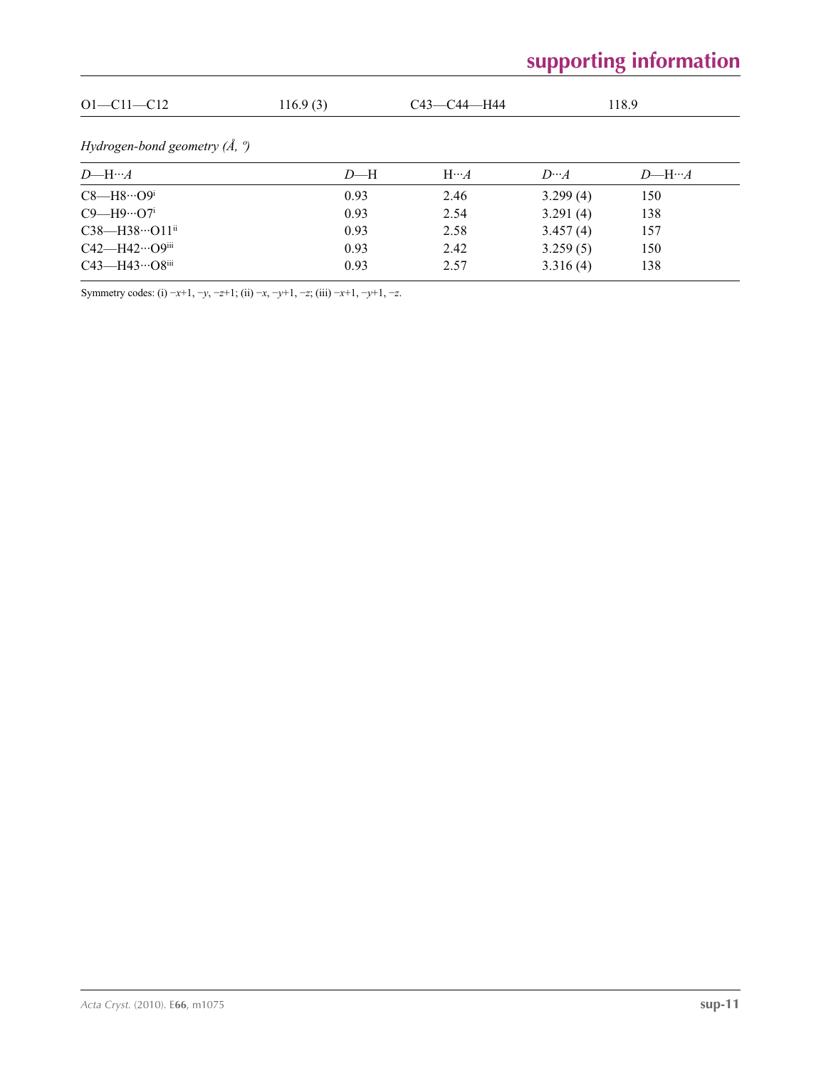| | | | |
|---|---|---|---|
| O1—C11—C12 | 116.9 (3) | C43—C44—H44 | 118.9 |

*Hydrogen-bond geometry (Å, º)*

| *D*—H···*A* | *D*—H | H···*A* | *D*···*A* | *D*—H···*A* |
|---|---|---|---|---|
| C8—H8···O9[i] | 0.93 | 2.46 | 3.299 (4) | 150 |
| C9—H9···O7[i] | 0.93 | 2.54 | 3.291 (4) | 138 |
| C38—H38···O11[ii] | 0.93 | 2.58 | 3.457 (4) | 157 |
| C42—H42···O9[iii] | 0.93 | 2.42 | 3.259 (5) | 150 |
| C43—H43···O8[iii] | 0.93 | 2.57 | 3.316 (4) | 138 |

Symmetry codes: (i) $-x+1, -y, -z+1$; (ii) $-x, -y+1, -z$; (iii) $-x+1, -y+1, -z$.